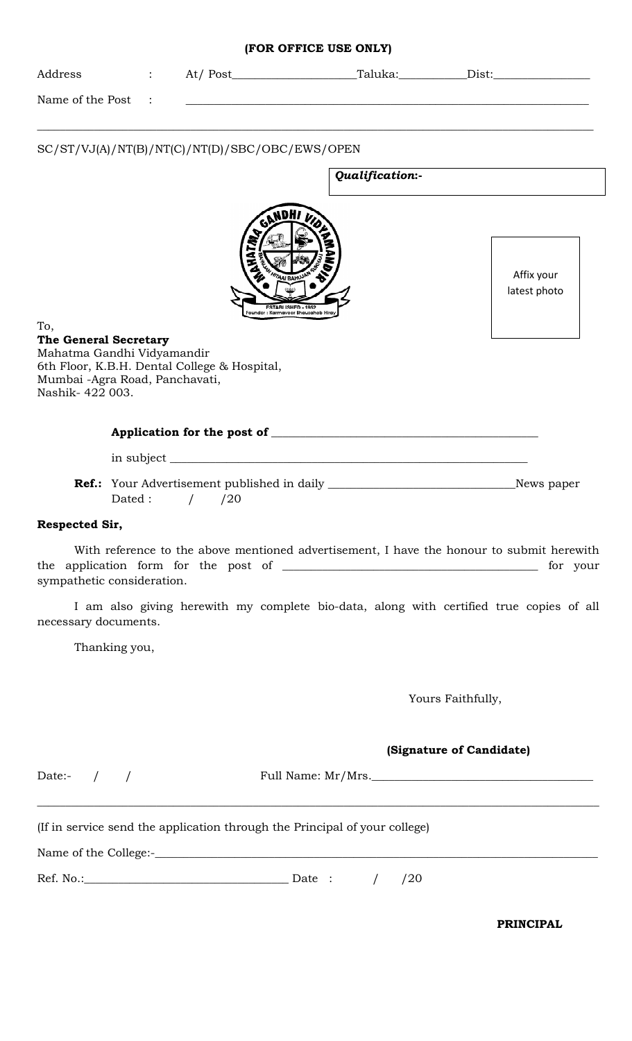**(FOR OFFICE USE ONLY)**

Address : At/ Post____________________Taluka:___________Dist:________________

Name of the Post : ________________________________________________________________

---

SC/ST/VJ(A)/NT(B)/NT(C)/NT(D)/SBC/OBC/EWS/OPEN

***Qualification:-***

Affix your latest photo

To,
**The General Secretary**
Mahatma Gandhi Vidyamandir
6th Floor, K.B.H. Dental College & Hospital,
Mumbai -Agra Road, Panchavati,
Nashik- 422 003.

**Application for the post of** ____________________________________________

in subject ______________________________________________________________

**Ref.:** Your Advertisement published in daily ______________________________News paper
Dated : / /20

**Respected Sir,**

With reference to the above mentioned advertisement, I have the honour to submit herewith the application form for the post of ________________________________________ for your sympathetic consideration.

I am also giving herewith my complete bio-data, along with certified true copies of all necessary documents.

Thanking you,

Yours Faithfully,

**(Signature of Candidate)**

Date:- / / Full Name: Mr/Mrs.____________________________________

---

(If in service send the application through the Principal of your college)

Name of the College:-_________________________________________________________________

Ref. No.:_________________________________ Date : / /20

**PRINCIPAL**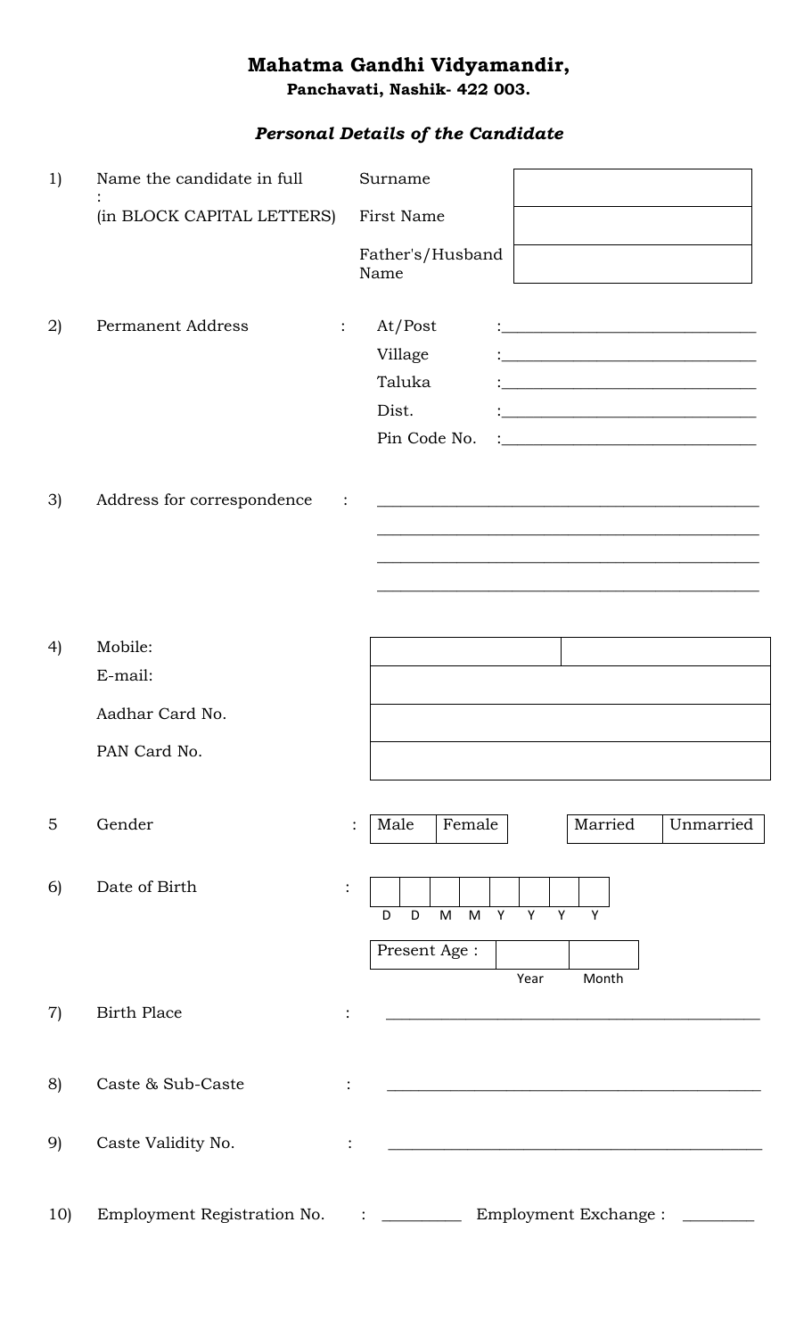# Mahatma Gandhi Vidyamandir,

**Panchavati, Nashik- 422 003.**

## *Personal Details of the Candidate*

1) Name the candidate in full :
(in BLOCK CAPITAL LETTERS)

| | |
|---|---|
| Surname | |
| First Name | |
| Father's/Husband Name | |

2) Permanent Address :

- At/Post :______________________________
- Village :______________________________
- Taluka :______________________________
- Dist. :______________________________
- Pin Code No. :______________________________

3) Address for correspondence : ______________________________________________
______________________________________________
______________________________________________
______________________________________________

4) Mobile:

| | |
|---|---|
| Mobile: | | |
| E-mail: | |
| Aadhar Card No. | |
| PAN Card No. | |

5 Gender : | Male | Female | | Married | Unmarried |

6) Date of Birth :

| | | | | | | | |
|---|---|---|---|---|---|---|---|
| | | | | | | | |
| D | D | M | M | Y | Y | Y | Y |

| Present Age : | | |
|---|---|---|
| | Year | Month |

7) Birth Place : ______________________________________________

8) Caste & Sub-Caste : ______________________________________________

9) Caste Validity No. : ______________________________________________

10) Employment Registration No. : __________ Employment Exchange : ________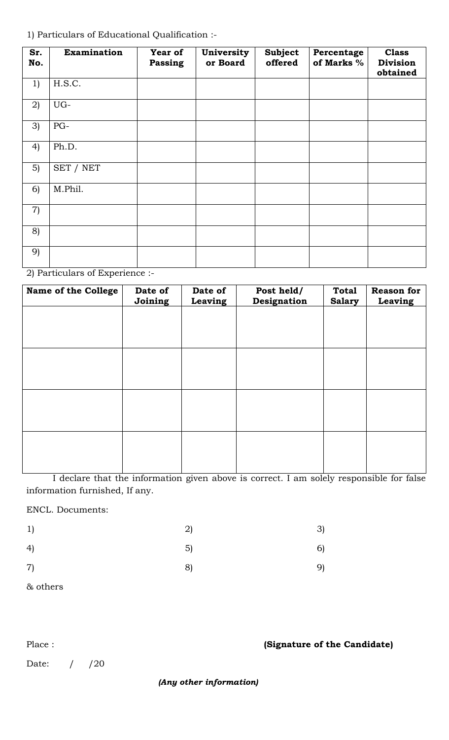1) Particulars of Educational Qualification :-

| Sr. No. | Examination | Year of Passing | University or Board | Subject offered | Percentage of Marks % | Class Division obtained |
|---|---|---|---|---|---|---|
| 1) | H.S.C. | | | | | |
| 2) | UG- | | | | | |
| 3) | PG- | | | | | |
| 4) | Ph.D. | | | | | |
| 5) | SET / NET | | | | | |
| 6) | M.Phil. | | | | | |
| 7) | | | | | | |
| 8) | | | | | | |
| 9) | | | | | | |

2) Particulars of Experience :-

| Name of the College | Date of Joining | Date of Leaving | Post held/ Designation | Total Salary | Reason for Leaving |
|---|---|---|---|---|---|
| | | | | | |
| | | | | | |
| | | | | | |
| | | | | | |

I declare that the information given above is correct. I am solely responsible for false information furnished, If any.

ENCL. Documents:

1) 2) 3)

4) 5) 6)

7) 8) 9)

& others

Place :

**(Signature of the Candidate)**

Date: / /20

***(Any other information)***